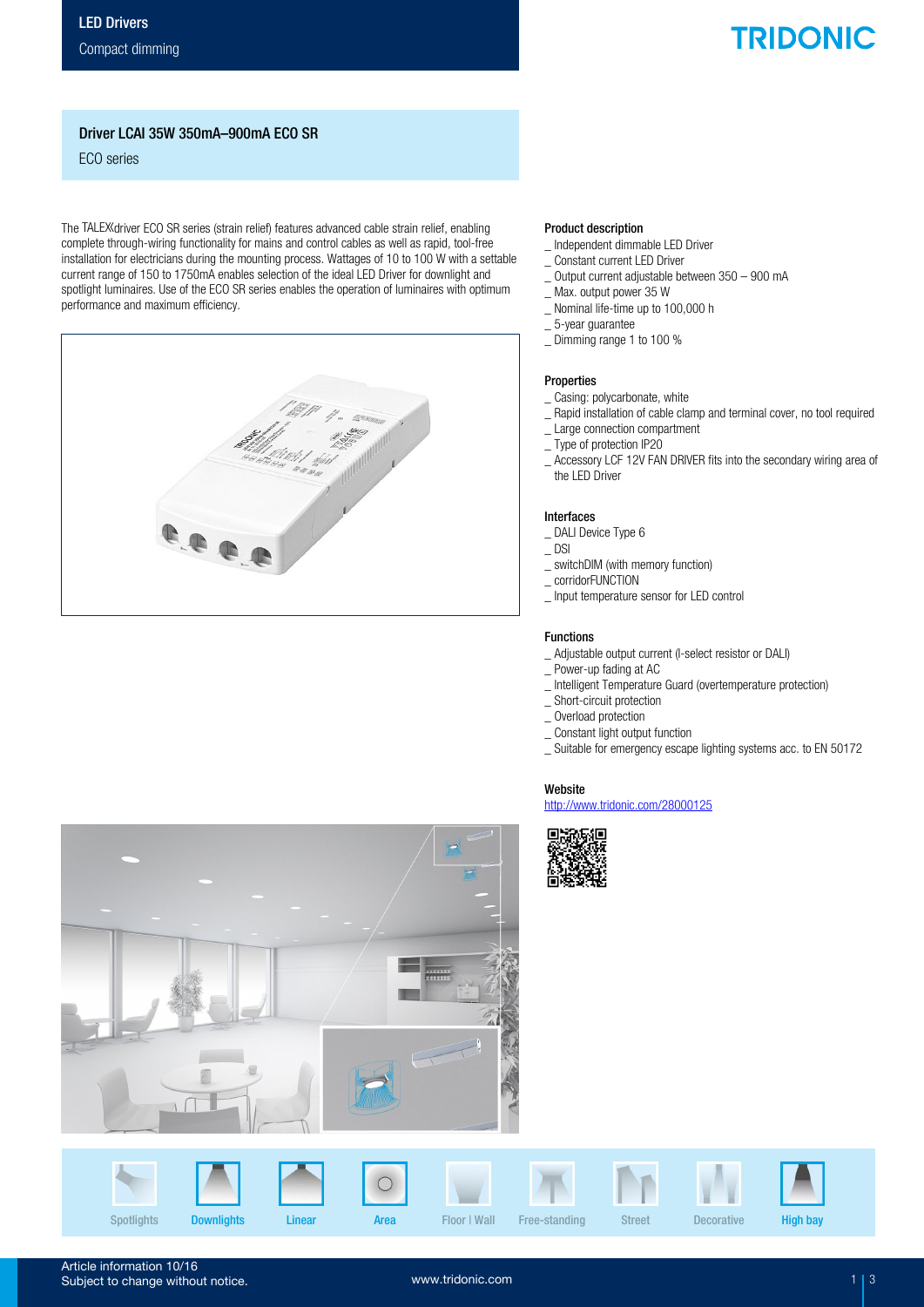LED Drivers

Compact dimming

TRIDONIC

## Driver LCAI 35W 350mA–900mA ECO SR

ECO series

The TALEXXdriver ECO SR series (strain relief) features advanced cable strain relief, enabling complete through-wiring functionality for mains and control cables as well as rapid, tool-free installation for electricians during the mounting process. Wattages of 10 to 100 W with a settable current range of 150 to 1750mA enables selection of the ideal LED Driver for downlight and spotlight luminaires. Use of the ECO SR series enables the operation of luminaires with optimum performance and maximum efficiency.

### Product description

_ Independent dimmable LED Driver
_ Constant current LED Driver
_ Output current adjustable between 350 – 900 mA
_ Max. output power 35 W
_ Nominal life-time up to 100,000 h
_ 5-year guarantee
_ Dimming range 1 to 100 %

### Properties

_ Casing: polycarbonate, white
_ Rapid installation of cable clamp and terminal cover, no tool required
_ Large connection compartment
_ Type of protection IP20
_ Accessory LCF 12V FAN DRIVER fits into the secondary wiring area of the LED Driver

### Interfaces

_ DALI Device Type 6
_ DSI
_ switchDIM (with memory function)
_ corridorFUNCTION
_ Input temperature sensor for LED control

### Functions

_ Adjustable output current (I-select resistor or DALI)
_ Power-up fading at AC
_ Intelligent Temperature Guard (overtemperature protection)
_ Short-circuit protection
_ Overload protection
_ Constant light output function
_ Suitable for emergency escape lighting systems acc. to EN 50172

### Website

http://www.tridonic.com/28000125

Spotlights | Downlights | Linear | Area | Floor | Wall | Free-standing | Street | Decorative | High bay

Article information 10/16
Subject to change without notice.

www.tridonic.com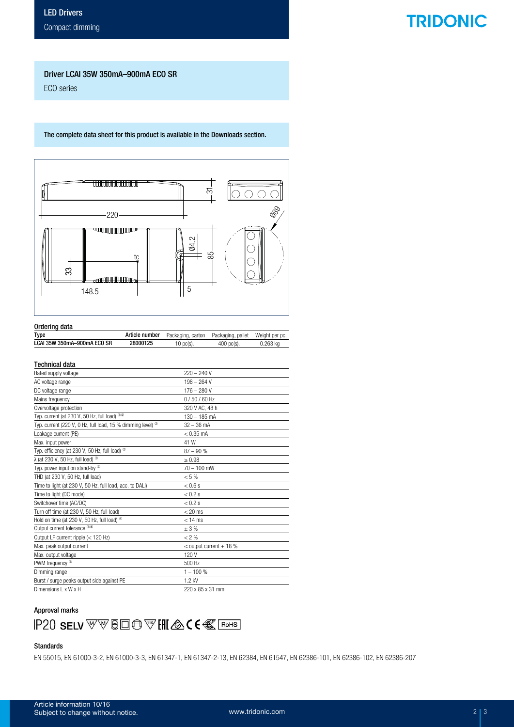LED Drivers

Compact dimming

# Driver LCAI 35W 350mA–900mA ECO SR

ECO series

**The complete data sheet for this product is available in the Downloads section.**

## Ordering data

| Type | Article number | Packaging, carton | Packaging, pallet | Weight per pc. |
|---|---|---|---|---|
| **LCAI 35W 350mA–900mA ECO SR** | **28000125** | 10 pc(s). | 400 pc(s). | 0.263 kg |

## Technical data

| | |
|---|---|
| Rated supply voltage | 220 – 240 V |
| AC voltage range | 198 – 264 V |
| DC voltage range | 176 – 280 V |
| Mains frequency | 0 / 50 / 60 Hz |
| Overvoltage protection | 320 V AC, 48 h |
| Typ. current (at 230 V, 50 Hz, full load) ①② | 130 – 185 mA |
| Typ. current (220 V, 0 Hz, full load, 15 % dimming level) ② | 32 – 36 mA |
| Leakage current (PE) | < 0.35 mA |
| Max. input power | 41 W |
| Typ. efficiency (at 230 V, 50 Hz, full load) ② | 87 – 90 % |
| λ (at 230 V, 50 Hz, full load) ① | ≥ 0.98 |
| Typ. power input on stand-by ③ | 70 – 100 mW |
| THD (at 230 V, 50 Hz, full load) | < 5 % |
| Time to light (at 230 V, 50 Hz, full load, acc. to DALI) | < 0.6 s |
| Time to light (DC mode) | < 0.2 s |
| Switchover time (AC/DC) | < 0.2 s |
| Turn off time (at 230 V, 50 Hz, full load) | < 20 ms |
| Hold on time (at 230 V, 50 Hz, full load) ④ | < 14 ms |
| Output current tolerance ①③ | ± 3 % |
| Output LF current ripple (< 120 Hz) | < 2 % |
| Max. peak output current | ≤ output current + 18 % |
| Max. output voltage | 120 V |
| PWM frequency ⑤ | 500 Hz |
| Dimming range | 1 – 100 % |
| Burst / surge peaks output side against PE | 1.2 kV |
| Dimensions L x W x H | 220 x 85 x 31 mm |

## Approval marks

IP20 SELV

## Standards

EN 55015, EN 61000-3-2, EN 61000-3-3, EN 61347-1, EN 61347-2-13, EN 62384, EN 61547, EN 62386-101, EN 62386-102, EN 62386-207

Article information 10/16
Subject to change without notice.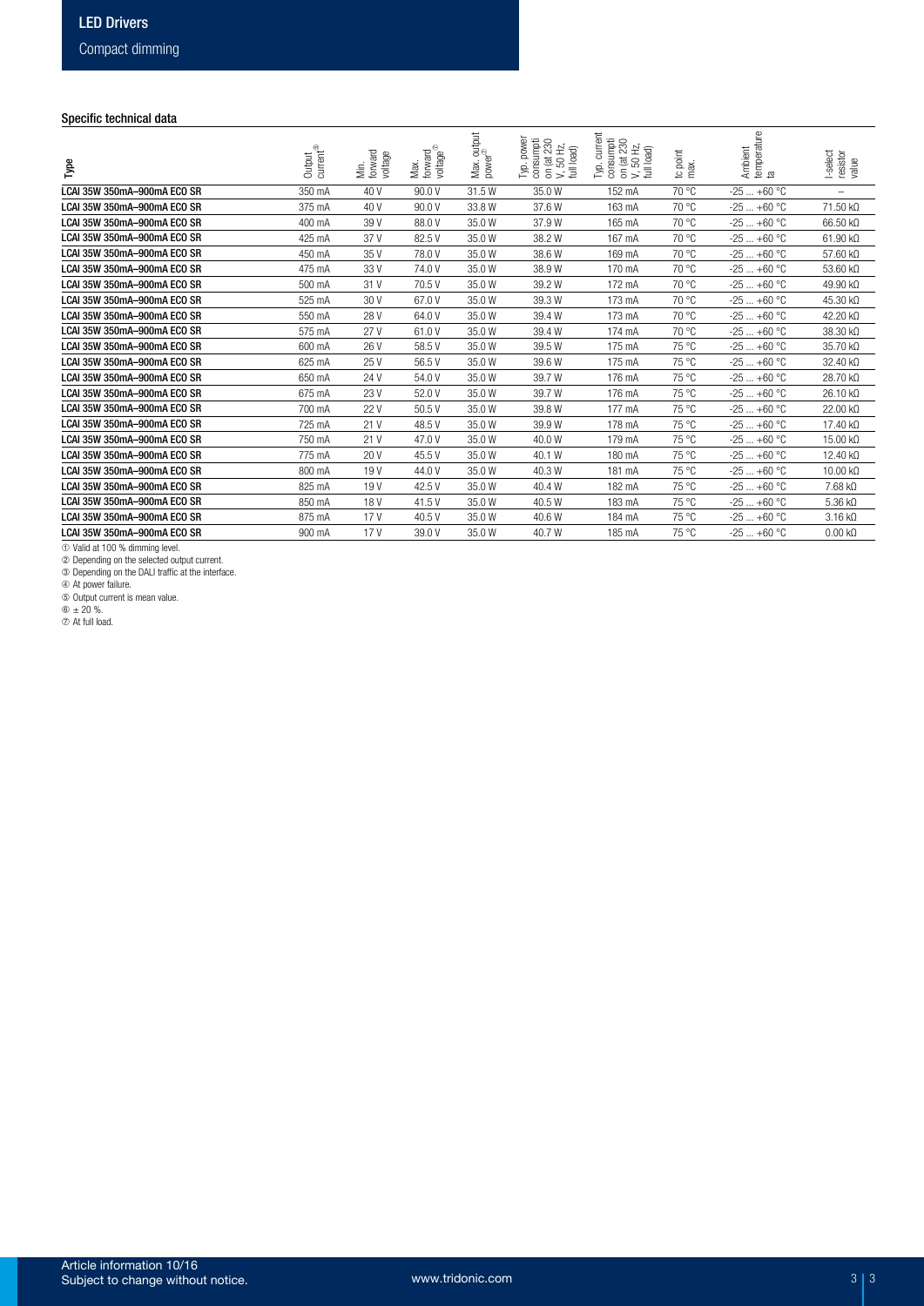## LED Drivers

Compact dimming

### Specific technical data

| Type | Output current[5] | Min. forward voltage | Max. forward voltage[6] | Max. output power[2] | Typ. power consumption (at 230 V, 50 Hz, full load) | Typ. current consumption (at 230 V, 50 Hz, full load) | tc point max. | Ambient temperature ta | I-select resistor value |
|---|---|---|---|---|---|---|---|---|---|
| LCAI 35W 350mA–900mA ECO SR | 350 mA | 40 V | 90.0 V | 31.5 W | 35.0 W | 152 mA | 70 °C | -25 ... +60 °C | – |
| LCAI 35W 350mA–900mA ECO SR | 375 mA | 40 V | 90.0 V | 33.8 W | 37.6 W | 163 mA | 70 °C | -25 ... +60 °C | 71.50 kΩ |
| LCAI 35W 350mA–900mA ECO SR | 400 mA | 39 V | 88.0 V | 35.0 W | 37.9 W | 165 mA | 70 °C | -25 ... +60 °C | 66.50 kΩ |
| LCAI 35W 350mA–900mA ECO SR | 425 mA | 37 V | 82.5 V | 35.0 W | 38.2 W | 167 mA | 70 °C | -25 ... +60 °C | 61.90 kΩ |
| LCAI 35W 350mA–900mA ECO SR | 450 mA | 35 V | 78.0 V | 35.0 W | 38.6 W | 169 mA | 70 °C | -25 ... +60 °C | 57.60 kΩ |
| LCAI 35W 350mA–900mA ECO SR | 475 mA | 33 V | 74.0 V | 35.0 W | 38.9 W | 170 mA | 70 °C | -25 ... +60 °C | 53.60 kΩ |
| LCAI 35W 350mA–900mA ECO SR | 500 mA | 31 V | 70.5 V | 35.0 W | 39.2 W | 172 mA | 70 °C | -25 ... +60 °C | 49.90 kΩ |
| LCAI 35W 350mA–900mA ECO SR | 525 mA | 30 V | 67.0 V | 35.0 W | 39.3 W | 173 mA | 70 °C | -25 ... +60 °C | 45.30 kΩ |
| LCAI 35W 350mA–900mA ECO SR | 550 mA | 28 V | 64.0 V | 35.0 W | 39.4 W | 173 mA | 70 °C | -25 ... +60 °C | 42.20 kΩ |
| LCAI 35W 350mA–900mA ECO SR | 575 mA | 27 V | 61.0 V | 35.0 W | 39.4 W | 174 mA | 70 °C | -25 ... +60 °C | 38.30 kΩ |
| LCAI 35W 350mA–900mA ECO SR | 600 mA | 26 V | 58.5 V | 35.0 W | 39.5 W | 175 mA | 75 °C | -25 ... +60 °C | 35.70 kΩ |
| LCAI 35W 350mA–900mA ECO SR | 625 mA | 25 V | 56.5 V | 35.0 W | 39.6 W | 175 mA | 75 °C | -25 ... +60 °C | 32.40 kΩ |
| LCAI 35W 350mA–900mA ECO SR | 650 mA | 24 V | 54.0 V | 35.0 W | 39.7 W | 176 mA | 75 °C | -25 ... +60 °C | 28.70 kΩ |
| LCAI 35W 350mA–900mA ECO SR | 675 mA | 23 V | 52.0 V | 35.0 W | 39.7 W | 176 mA | 75 °C | -25 ... +60 °C | 26.10 kΩ |
| LCAI 35W 350mA–900mA ECO SR | 700 mA | 22 V | 50.5 V | 35.0 W | 39.8 W | 177 mA | 75 °C | -25 ... +60 °C | 22.00 kΩ |
| LCAI 35W 350mA–900mA ECO SR | 725 mA | 21 V | 48.5 V | 35.0 W | 39.9 W | 178 mA | 75 °C | -25 ... +60 °C | 17.40 kΩ |
| LCAI 35W 350mA–900mA ECO SR | 750 mA | 21 V | 47.0 V | 35.0 W | 40.0 W | 179 mA | 75 °C | -25 ... +60 °C | 15.00 kΩ |
| LCAI 35W 350mA–900mA ECO SR | 775 mA | 20 V | 45.5 V | 35.0 W | 40.1 W | 180 mA | 75 °C | -25 ... +60 °C | 12.40 kΩ |
| LCAI 35W 350mA–900mA ECO SR | 800 mA | 19 V | 44.0 V | 35.0 W | 40.3 W | 181 mA | 75 °C | -25 ... +60 °C | 10.00 kΩ |
| LCAI 35W 350mA–900mA ECO SR | 825 mA | 19 V | 42.5 V | 35.0 W | 40.4 W | 182 mA | 75 °C | -25 ... +60 °C | 7.68 kΩ |
| LCAI 35W 350mA–900mA ECO SR | 850 mA | 18 V | 41.5 V | 35.0 W | 40.5 W | 183 mA | 75 °C | -25 ... +60 °C | 5.36 kΩ |
| LCAI 35W 350mA–900mA ECO SR | 875 mA | 17 V | 40.5 V | 35.0 W | 40.6 W | 184 mA | 75 °C | -25 ... +60 °C | 3.16 kΩ |
| LCAI 35W 350mA–900mA ECO SR | 900 mA | 17 V | 39.0 V | 35.0 W | 40.7 W | 185 mA | 75 °C | -25 ... +60 °C | 0.00 kΩ |

① Valid at 100 % dimming level.
② Depending on the selected output current.
③ Depending on the DALI traffic at the interface.
④ At power failure.
⑤ Output current is mean value.
⑥ ± 20 %.
⑦ At full load.

Article information 10/16
Subject to change without notice.

www.tridonic.com